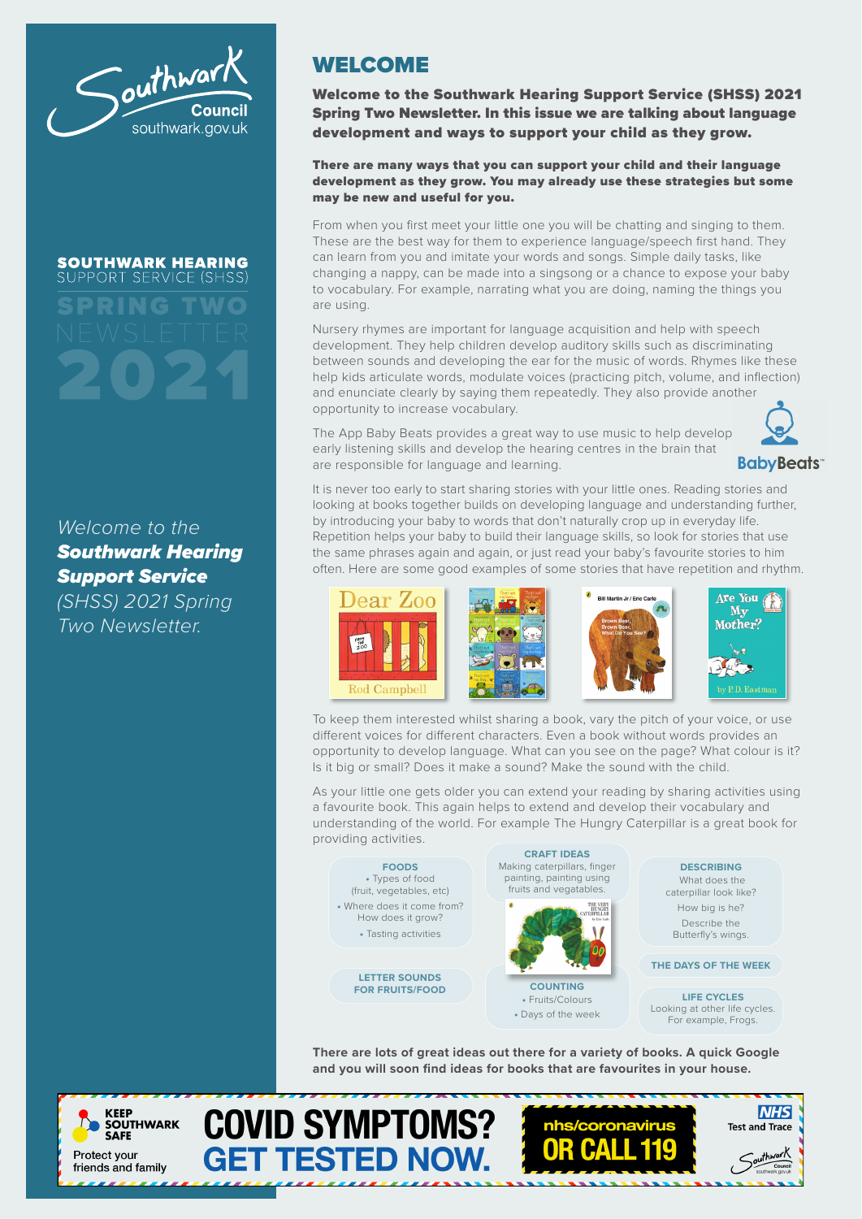Southwark Council
southwark.gov.uk

**SOUTHWARK HEARING**
SUPPORT SERVICE (SHSS)

**SPRING TWO**
NEWSLETTER
**2021**

*Welcome to the **Southwark Hearing Support Service** (SHSS) 2021 Spring Two Newsletter.*

# WELCOME

**Welcome to the Southwark Hearing Support Service (SHSS) 2021 Spring Two Newsletter. In this issue we are talking about language development and ways to support your child as they grow.**

**There are many ways that you can support your child and their language development as they grow. You may already use these strategies but some may be new and useful for you.**

From when you first meet your little one you will be chatting and singing to them. These are the best way for them to experience language/speech first hand. They can learn from you and imitate your words and songs. Simple daily tasks, like changing a nappy, can be made into a singsong or a chance to expose your baby to vocabulary. For example, narrating what you are doing, naming the things you are using.

Nursery rhymes are important for language acquisition and help with speech development. They help children develop auditory skills such as discriminating between sounds and developing the ear for the music of words. Rhymes like these help kids articulate words, modulate voices (practicing pitch, volume, and inflection) and enunciate clearly by saying them repeatedly. They also provide another opportunity to increase vocabulary.

The App Baby Beats provides a great way to use music to help develop early listening skills and develop the hearing centres in the brain that are responsible for language and learning.

BabyBeats™

It is never too early to start sharing stories with your little ones. Reading stories and looking at books together builds on developing language and understanding further, by introducing your baby to words that don't naturally crop up in everyday life. Repetition helps your baby to build their language skills, so look for stories that use the same phrases again and again, or just read your baby's favourite stories to him often. Here are some good examples of some stories that have repetition and rhythm.

Dear Zoo – Rod Campbell | That's not my... | Brown Bear, Brown Bear, What Do You See? – Bill Martin Jr / Eric Carle | Are You My Mother? – by P.D. Eastman

To keep them interested whilst sharing a book, vary the pitch of your voice, or use different voices for different characters. Even a book without words provides an opportunity to develop language. What can you see on the page? What colour is it? Is it big or small? Does it make a sound? Make the sound with the child.

As your little one gets older you can extend your reading by sharing activities using a favourite book. This again helps to extend and develop their vocabulary and understanding of the world. For example The Hungry Caterpillar is a great book for providing activities.

**FOODS**
- Types of food (fruit, vegetables, etc)
- Where does it come from? How does it grow?
- Tasting activities

**CRAFT IDEAS**
Making caterpillars, finger painting, painting using fruits and vegatables.

**DESCRIBING**
What does the caterpillar look like?
How big is he?
Describe the Butterfly's wings.

**LETTER SOUNDS FOR FRUITS/FOOD**

**COUNTING**
- Fruits/Colours
- Days of the week

**THE DAYS OF THE WEEK**

**LIFE CYCLES**
Looking at other life cycles. For example, Frogs.

**There are lots of great ideas out there for a variety of books. A quick Google and you will soon find ideas for books that are favourites in your house.**

KEEP SOUTHWARK SAFE – Protect your friends and family
**COVID SYMPTOMS? GET TESTED NOW.**
nhs/coronavirus OR CALL 119
NHS Test and Trace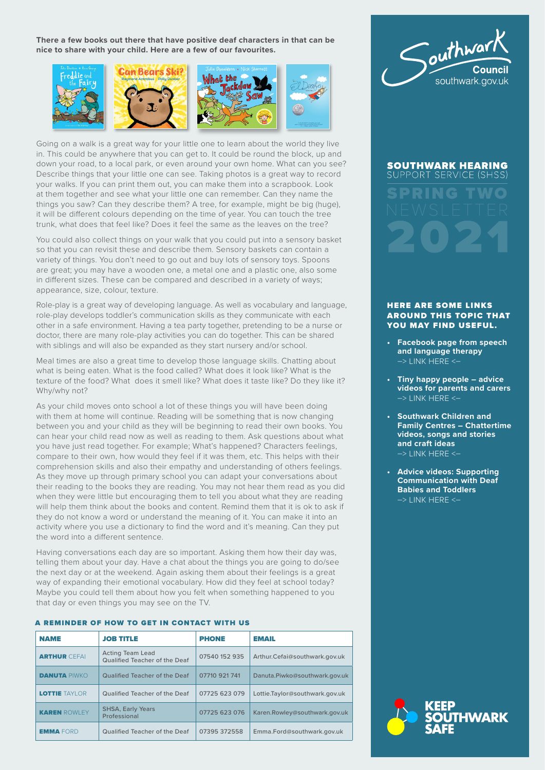**There a few books out there that have positive deaf characters in that can be nice to share with your child. Here are a few of our favourites.**

Going on a walk is a great way for your little one to learn about the world they live in. This could be anywhere that you can get to. It could be round the block, up and down your road, to a local park, or even around your own home. What can you see? Describe things that your little one can see. Taking photos is a great way to record your walks. If you can print them out, you can make them into a scrapbook. Look at them together and see what your little one can remember. Can they name the things you saw? Can they describe them? A tree, for example, might be big (huge), it will be different colours depending on the time of year. You can touch the tree trunk, what does that feel like? Does it feel the same as the leaves on the tree?

You could also collect things on your walk that you could put into a sensory basket so that you can revisit these and describe them. Sensory baskets can contain a variety of things. You don't need to go out and buy lots of sensory toys. Spoons are great; you may have a wooden one, a metal one and a plastic one, also some in different sizes. These can be compared and described in a variety of ways; appearance, size, colour, texture.

Role-play is a great way of developing language. As well as vocabulary and language, role-play develops toddler's communication skills as they communicate with each other in a safe environment. Having a tea party together, pretending to be a nurse or doctor, there are many role-play activities you can do together. This can be shared with siblings and will also be expanded as they start nursery and/or school.

Meal times are also a great time to develop those language skills. Chatting about what is being eaten. What is the food called? What does it look like? What is the texture of the food? What does it smell like? What does it taste like? Do they like it? Why/why not?

As your child moves onto school a lot of these things you will have been doing with them at home will continue. Reading will be something that is now changing between you and your child as they will be beginning to read their own books. You can hear your child read now as well as reading to them. Ask questions about what you have just read together. For example; What's happened? Characters feelings, compare to their own, how would they feel if it was them, etc. This helps with their comprehension skills and also their empathy and understanding of others feelings. As they move up through primary school you can adapt your conversations about their reading to the books they are reading. You may not hear them read as you did when they were little but encouraging them to tell you about what they are reading will help them think about the books and content. Remind them that it is ok to ask if they do not know a word or understand the meaning of it. You can make it into an activity where you use a dictionary to find the word and it's meaning. Can they put the word into a different sentence.

Having conversations each day are so important. Asking them how their day was, telling them about your day. Have a chat about the things you are going to do/see the next day or at the weekend. Again asking them about their feelings is a great way of expanding their emotional vocabulary. How did they feel at school today? Maybe you could tell them about how you felt when something happened to you that day or even things you may see on the TV.

## A REMINDER OF HOW TO GET IN CONTACT WITH US

| NAME | JOB TITLE | PHONE | EMAIL |
|---|---|---|---|
| **ARTHUR** CEFAI | Acting Team Lead Qualified Teacher of the Deaf | 07540 152 935 | Arthur.Cefai@southwark.gov.uk |
| **DANUTA** PIWKO | Qualified Teacher of the Deaf | 07710 921 741 | Danuta.Piwko@southwark.gov.uk |
| **LOTTIE** TAYLOR | Qualified Teacher of the Deaf | 07725 623 079 | Lottie.Taylor@southwark.gov.uk |
| **KAREN** ROWLEY | SHSA, Early Years Professional | 07725 623 076 | Karen.Rowley@southwark.gov.uk |
| **EMMA** FORD | Qualified Teacher of the Deaf | 07395 372558 | Emma.Ford@southwark.gov.uk |

Southwark Council
southwark.gov.uk

## SOUTHWARK HEARING SUPPORT SERVICE (SHSS)

# SPRING TWO NEWSLETTER 2021

### HERE ARE SOME LINKS AROUND THIS TOPIC THAT YOU MAY FIND USEFUL.

- **Facebook page from speech and language therapy**
  –> LINK HERE <–
- **Tiny happy people – advice videos for parents and carers**
  –> LINK HERE <–
- **Southwark Children and Family Centres – Chattertime videos, songs and stories and craft ideas**
  –> LINK HERE <–
- **Advice videos: Supporting Communication with Deaf Babies and Toddlers**
  –> LINK HERE <–

KEEP SOUTHWARK SAFE